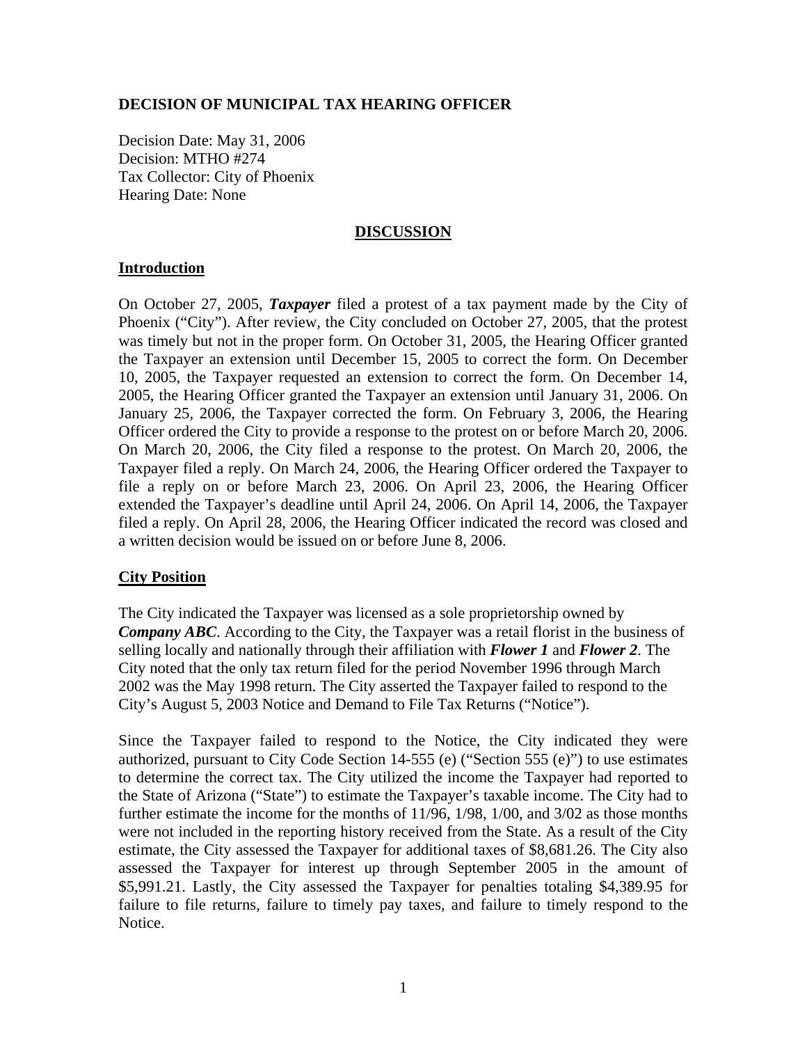**DECISION OF MUNICIPAL TAX HEARING OFFICER**

Decision Date: May 31, 2006
Decision: MTHO #274
Tax Collector: City of Phoenix
Hearing Date: None

## DISCUSSION

### Introduction

On October 27, 2005, ***Taxpayer*** filed a protest of a tax payment made by the City of Phoenix ("City"). After review, the City concluded on October 27, 2005, that the protest was timely but not in the proper form. On October 31, 2005, the Hearing Officer granted the Taxpayer an extension until December 15, 2005 to correct the form. On December 10, 2005, the Taxpayer requested an extension to correct the form. On December 14, 2005, the Hearing Officer granted the Taxpayer an extension until January 31, 2006. On January 25, 2006, the Taxpayer corrected the form. On February 3, 2006, the Hearing Officer ordered the City to provide a response to the protest on or before March 20, 2006. On March 20, 2006, the City filed a response to the protest. On March 20, 2006, the Taxpayer filed a reply. On March 24, 2006, the Hearing Officer ordered the Taxpayer to file a reply on or before March 23, 2006. On April 23, 2006, the Hearing Officer extended the Taxpayer's deadline until April 24, 2006. On April 14, 2006, the Taxpayer filed a reply. On April 28, 2006, the Hearing Officer indicated the record was closed and a written decision would be issued on or before June 8, 2006.

### City Position

The City indicated the Taxpayer was licensed as a sole proprietorship owned by ***Company ABC***. According to the City, the Taxpayer was a retail florist in the business of selling locally and nationally through their affiliation with ***Flower 1*** and ***Flower 2***. The City noted that the only tax return filed for the period November 1996 through March 2002 was the May 1998 return. The City asserted the Taxpayer failed to respond to the City's August 5, 2003 Notice and Demand to File Tax Returns ("Notice").

Since the Taxpayer failed to respond to the Notice, the City indicated they were authorized, pursuant to City Code Section 14-555 (e) ("Section 555 (e)") to use estimates to determine the correct tax. The City utilized the income the Taxpayer had reported to the State of Arizona ("State") to estimate the Taxpayer's taxable income. The City had to further estimate the income for the months of 11/96, 1/98, 1/00, and 3/02 as those months were not included in the reporting history received from the State. As a result of the City estimate, the City assessed the Taxpayer for additional taxes of $8,681.26. The City also assessed the Taxpayer for interest up through September 2005 in the amount of $5,991.21. Lastly, the City assessed the Taxpayer for penalties totaling $4,389.95 for failure to file returns, failure to timely pay taxes, and failure to timely respond to the Notice.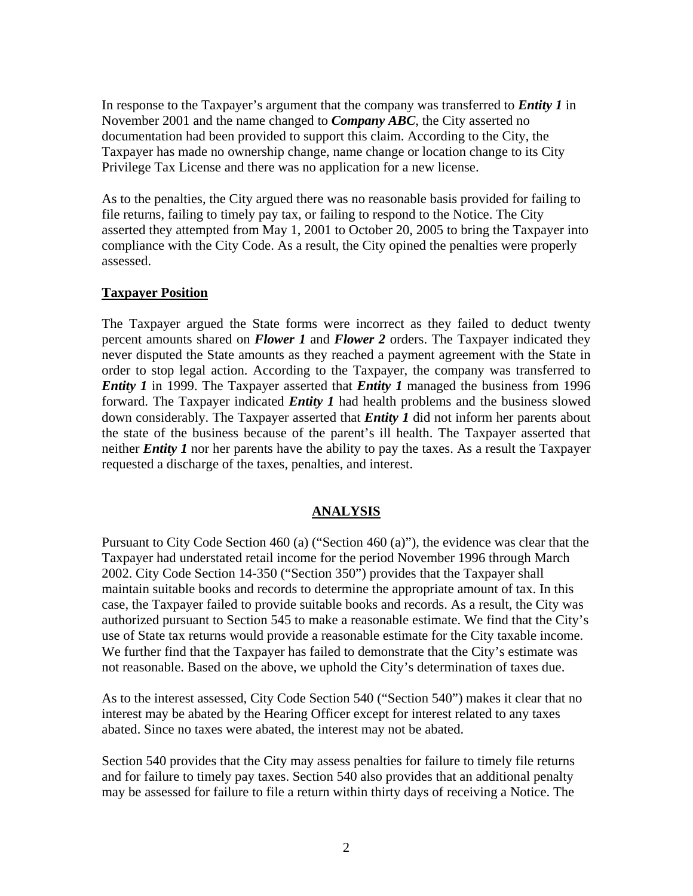In response to the Taxpayer's argument that the company was transferred to ***Entity 1*** in November 2001 and the name changed to ***Company ABC***, the City asserted no documentation had been provided to support this claim. According to the City, the Taxpayer has made no ownership change, name change or location change to its City Privilege Tax License and there was no application for a new license.

As to the penalties, the City argued there was no reasonable basis provided for failing to file returns, failing to timely pay tax, or failing to respond to the Notice. The City asserted they attempted from May 1, 2001 to October 20, 2005 to bring the Taxpayer into compliance with the City Code. As a result, the City opined the penalties were properly assessed.

**Taxpayer Position**

The Taxpayer argued the State forms were incorrect as they failed to deduct twenty percent amounts shared on ***Flower 1*** and ***Flower 2*** orders. The Taxpayer indicated they never disputed the State amounts as they reached a payment agreement with the State in order to stop legal action. According to the Taxpayer, the company was transferred to ***Entity 1*** in 1999. The Taxpayer asserted that ***Entity 1*** managed the business from 1996 forward. The Taxpayer indicated ***Entity 1*** had health problems and the business slowed down considerably. The Taxpayer asserted that ***Entity 1*** did not inform her parents about the state of the business because of the parent's ill health. The Taxpayer asserted that neither ***Entity 1*** nor her parents have the ability to pay the taxes. As a result the Taxpayer requested a discharge of the taxes, penalties, and interest.

## ANALYSIS

Pursuant to City Code Section 460 (a) ("Section 460 (a)"), the evidence was clear that the Taxpayer had understated retail income for the period November 1996 through March 2002. City Code Section 14-350 ("Section 350") provides that the Taxpayer shall maintain suitable books and records to determine the appropriate amount of tax. In this case, the Taxpayer failed to provide suitable books and records. As a result, the City was authorized pursuant to Section 545 to make a reasonable estimate. We find that the City's use of State tax returns would provide a reasonable estimate for the City taxable income. We further find that the Taxpayer has failed to demonstrate that the City's estimate was not reasonable. Based on the above, we uphold the City's determination of taxes due.

As to the interest assessed, City Code Section 540 ("Section 540") makes it clear that no interest may be abated by the Hearing Officer except for interest related to any taxes abated. Since no taxes were abated, the interest may not be abated.

Section 540 provides that the City may assess penalties for failure to timely file returns and for failure to timely pay taxes. Section 540 also provides that an additional penalty may be assessed for failure to file a return within thirty days of receiving a Notice. The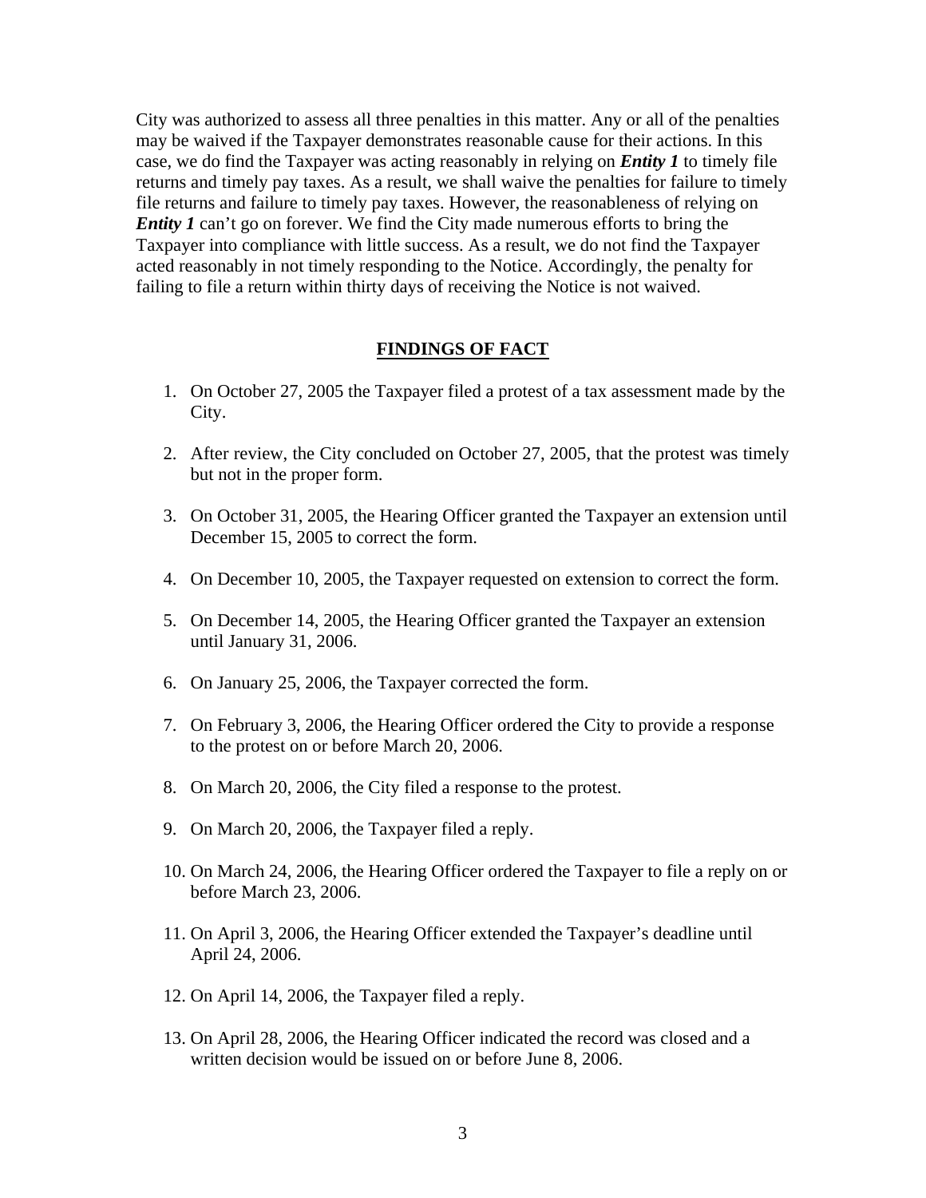City was authorized to assess all three penalties in this matter. Any or all of the penalties may be waived if the Taxpayer demonstrates reasonable cause for their actions. In this case, we do find the Taxpayer was acting reasonably in relying on ***Entity 1*** to timely file returns and timely pay taxes. As a result, we shall waive the penalties for failure to timely file returns and failure to timely pay taxes. However, the reasonableness of relying on ***Entity 1*** can't go on forever. We find the City made numerous efforts to bring the Taxpayer into compliance with little success. As a result, we do not find the Taxpayer acted reasonably in not timely responding to the Notice. Accordingly, the penalty for failing to file a return within thirty days of receiving the Notice is not waived.

## FINDINGS OF FACT

1. On October 27, 2005 the Taxpayer filed a protest of a tax assessment made by the City.
2. After review, the City concluded on October 27, 2005, that the protest was timely but not in the proper form.
3. On October 31, 2005, the Hearing Officer granted the Taxpayer an extension until December 15, 2005 to correct the form.
4. On December 10, 2005, the Taxpayer requested on extension to correct the form.
5. On December 14, 2005, the Hearing Officer granted the Taxpayer an extension until January 31, 2006.
6. On January 25, 2006, the Taxpayer corrected the form.
7. On February 3, 2006, the Hearing Officer ordered the City to provide a response to the protest on or before March 20, 2006.
8. On March 20, 2006, the City filed a response to the protest.
9. On March 20, 2006, the Taxpayer filed a reply.
10. On March 24, 2006, the Hearing Officer ordered the Taxpayer to file a reply on or before March 23, 2006.
11. On April 3, 2006, the Hearing Officer extended the Taxpayer's deadline until April 24, 2006.
12. On April 14, 2006, the Taxpayer filed a reply.
13. On April 28, 2006, the Hearing Officer indicated the record was closed and a written decision would be issued on or before June 8, 2006.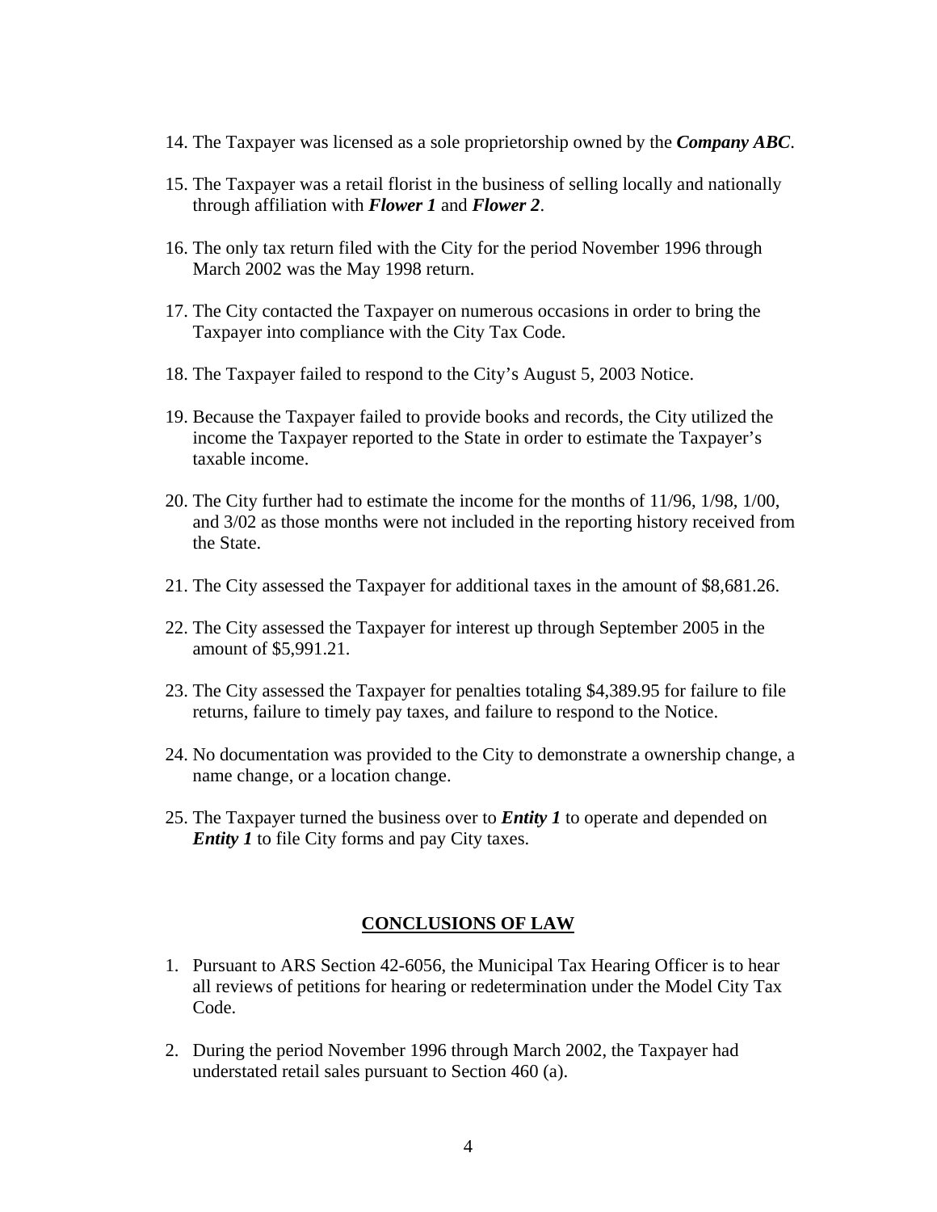14. The Taxpayer was licensed as a sole proprietorship owned by the ***Company ABC***.

15. The Taxpayer was a retail florist in the business of selling locally and nationally through affiliation with ***Flower 1*** and ***Flower 2***.

16. The only tax return filed with the City for the period November 1996 through March 2002 was the May 1998 return.

17. The City contacted the Taxpayer on numerous occasions in order to bring the Taxpayer into compliance with the City Tax Code.

18. The Taxpayer failed to respond to the City's August 5, 2003 Notice.

19. Because the Taxpayer failed to provide books and records, the City utilized the income the Taxpayer reported to the State in order to estimate the Taxpayer's taxable income.

20. The City further had to estimate the income for the months of 11/96, 1/98, 1/00, and 3/02 as those months were not included in the reporting history received from the State.

21. The City assessed the Taxpayer for additional taxes in the amount of $8,681.26.

22. The City assessed the Taxpayer for interest up through September 2005 in the amount of $5,991.21.

23. The City assessed the Taxpayer for penalties totaling $4,389.95 for failure to file returns, failure to timely pay taxes, and failure to respond to the Notice.

24. No documentation was provided to the City to demonstrate a ownership change, a name change, or a location change.

25. The Taxpayer turned the business over to ***Entity 1*** to operate and depended on ***Entity 1*** to file City forms and pay City taxes.

## CONCLUSIONS OF LAW

1. Pursuant to ARS Section 42-6056, the Municipal Tax Hearing Officer is to hear all reviews of petitions for hearing or redetermination under the Model City Tax Code.

2. During the period November 1996 through March 2002, the Taxpayer had understated retail sales pursuant to Section 460 (a).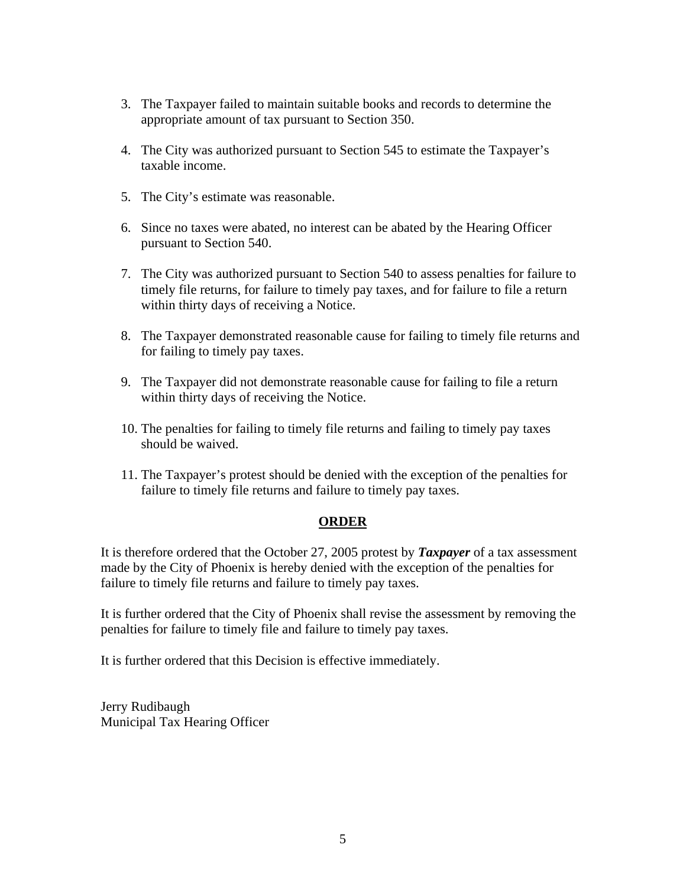3. The Taxpayer failed to maintain suitable books and records to determine the appropriate amount of tax pursuant to Section 350.

4. The City was authorized pursuant to Section 545 to estimate the Taxpayer's taxable income.

5. The City's estimate was reasonable.

6. Since no taxes were abated, no interest can be abated by the Hearing Officer pursuant to Section 540.

7. The City was authorized pursuant to Section 540 to assess penalties for failure to timely file returns, for failure to timely pay taxes, and for failure to file a return within thirty days of receiving a Notice.

8. The Taxpayer demonstrated reasonable cause for failing to timely file returns and for failing to timely pay taxes.

9. The Taxpayer did not demonstrate reasonable cause for failing to file a return within thirty days of receiving the Notice.

10. The penalties for failing to timely file returns and failing to timely pay taxes should be waived.

11. The Taxpayer's protest should be denied with the exception of the penalties for failure to timely file returns and failure to timely pay taxes.

## ORDER

It is therefore ordered that the October 27, 2005 protest by ***Taxpayer*** of a tax assessment made by the City of Phoenix is hereby denied with the exception of the penalties for failure to timely file returns and failure to timely pay taxes.

It is further ordered that the City of Phoenix shall revise the assessment by removing the penalties for failure to timely file and failure to timely pay taxes.

It is further ordered that this Decision is effective immediately.

Jerry Rudibaugh
Municipal Tax Hearing Officer